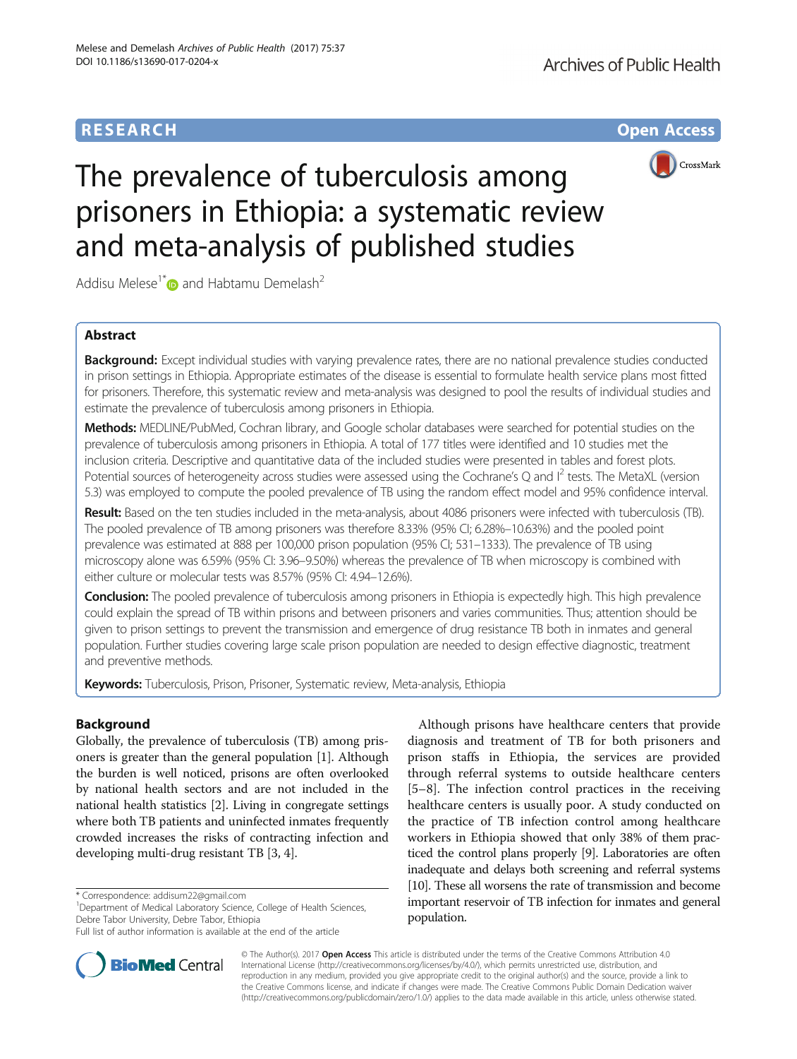**RESEARCH** **Open Access**

# The prevalence of tuberculosis among prisoners in Ethiopia: a systematic review and meta-analysis of published studies

Addisu Melese[1*] and Habtamu Demelash[2]

## Abstract

**Background:** Except individual studies with varying prevalence rates, there are no national prevalence studies conducted in prison settings in Ethiopia. Appropriate estimates of the disease is essential to formulate health service plans most fitted for prisoners. Therefore, this systematic review and meta-analysis was designed to pool the results of individual studies and estimate the prevalence of tuberculosis among prisoners in Ethiopia.

**Methods:** MEDLINE/PubMed, Cochran library, and Google scholar databases were searched for potential studies on the prevalence of tuberculosis among prisoners in Ethiopia. A total of 177 titles were identified and 10 studies met the inclusion criteria. Descriptive and quantitative data of the included studies were presented in tables and forest plots. Potential sources of heterogeneity across studies were assessed using the Cochrane's Q and $I^2$ tests. The MetaXL (version 5.3) was employed to compute the pooled prevalence of TB using the random effect model and 95% confidence interval.

**Result:** Based on the ten studies included in the meta-analysis, about 4086 prisoners were infected with tuberculosis (TB). The pooled prevalence of TB among prisoners was therefore 8.33% (95% CI; 6.28%–10.63%) and the pooled point prevalence was estimated at 888 per 100,000 prison population (95% CI; 531–1333). The prevalence of TB using microscopy alone was 6.59% (95% CI: 3.96–9.50%) whereas the prevalence of TB when microscopy is combined with either culture or molecular tests was 8.57% (95% CI: 4.94–12.6%).

**Conclusion:** The pooled prevalence of tuberculosis among prisoners in Ethiopia is expectedly high. This high prevalence could explain the spread of TB within prisons and between prisoners and varies communities. Thus; attention should be given to prison settings to prevent the transmission and emergence of drug resistance TB both in inmates and general population. Further studies covering large scale prison population are needed to design effective diagnostic, treatment and preventive methods.

**Keywords:** Tuberculosis, Prison, Prisoner, Systematic review, Meta-analysis, Ethiopia

## Background

Globally, the prevalence of tuberculosis (TB) among prisoners is greater than the general population [1]. Although the burden is well noticed, prisons are often overlooked by national health sectors and are not included in the national health statistics [2]. Living in congregate settings where both TB patients and uninfected inmates frequently crowded increases the risks of contracting infection and developing multi-drug resistant TB [3, 4].

Although prisons have healthcare centers that provide diagnosis and treatment of TB for both prisoners and prison staffs in Ethiopia, the services are provided through referral systems to outside healthcare centers [5–8]. The infection control practices in the receiving healthcare centers is usually poor. A study conducted on the practice of TB infection control among healthcare workers in Ethiopia showed that only 38% of them practiced the control plans properly [9]. Laboratories are often inadequate and delays both screening and referral systems [10]. These all worsens the rate of transmission and become important reservoir of TB infection for inmates and general population.

\* Correspondence: addisum22@gmail.com
[1]Department of Medical Laboratory Science, College of Health Sciences, Debre Tabor University, Debre Tabor, Ethiopia
Full list of author information is available at the end of the article

© The Author(s). 2017 **Open Access** This article is distributed under the terms of the Creative Commons Attribution 4.0 International License (http://creativecommons.org/licenses/by/4.0/), which permits unrestricted use, distribution, and reproduction in any medium, provided you give appropriate credit to the original author(s) and the source, provide a link to the Creative Commons license, and indicate if changes were made. The Creative Commons Public Domain Dedication waiver (http://creativecommons.org/publicdomain/zero/1.0/) applies to the data made available in this article, unless otherwise stated.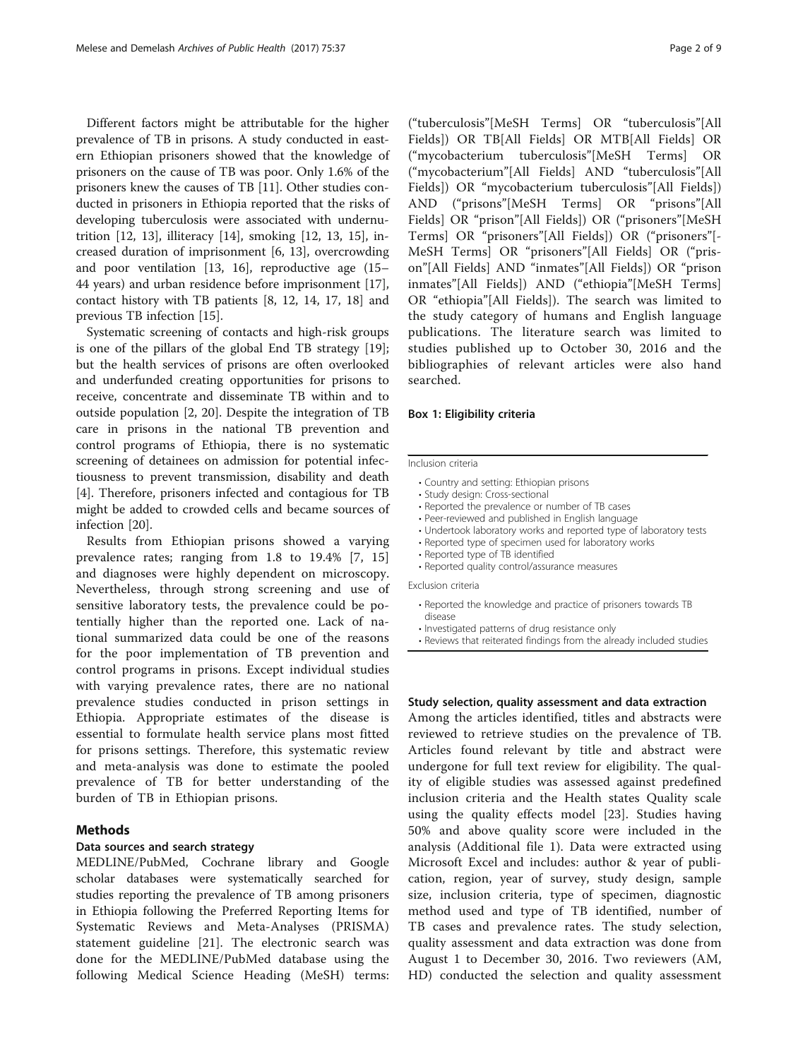Different factors might be attributable for the higher prevalence of TB in prisons. A study conducted in eastern Ethiopian prisoners showed that the knowledge of prisoners on the cause of TB was poor. Only 1.6% of the prisoners knew the causes of TB [11]. Other studies conducted in prisoners in Ethiopia reported that the risks of developing tuberculosis were associated with undernutrition [12, 13], illiteracy [14], smoking [12, 13, 15], increased duration of imprisonment [6, 13], overcrowding and poor ventilation [13, 16], reproductive age (15–44 years) and urban residence before imprisonment [17], contact history with TB patients [8, 12, 14, 17, 18] and previous TB infection [15].

Systematic screening of contacts and high-risk groups is one of the pillars of the global End TB strategy [19]; but the health services of prisons are often overlooked and underfunded creating opportunities for prisons to receive, concentrate and disseminate TB within and to outside population [2, 20]. Despite the integration of TB care in prisons in the national TB prevention and control programs of Ethiopia, there is no systematic screening of detainees on admission for potential infectiousness to prevent transmission, disability and death [4]. Therefore, prisoners infected and contagious for TB might be added to crowded cells and became sources of infection [20].

Results from Ethiopian prisons showed a varying prevalence rates; ranging from 1.8 to 19.4% [7, 15] and diagnoses were highly dependent on microscopy. Nevertheless, through strong screening and use of sensitive laboratory tests, the prevalence could be potentially higher than the reported one. Lack of national summarized data could be one of the reasons for the poor implementation of TB prevention and control programs in prisons. Except individual studies with varying prevalence rates, there are no national prevalence studies conducted in prison settings in Ethiopia. Appropriate estimates of the disease is essential to formulate health service plans most fitted for prisons settings. Therefore, this systematic review and meta-analysis was done to estimate the pooled prevalence of TB for better understanding of the burden of TB in Ethiopian prisons.

## Methods

### Data sources and search strategy

MEDLINE/PubMed, Cochrane library and Google scholar databases were systematically searched for studies reporting the prevalence of TB among prisoners in Ethiopia following the Preferred Reporting Items for Systematic Reviews and Meta-Analyses (PRISMA) statement guideline [21]. The electronic search was done for the MEDLINE/PubMed database using the following Medical Science Heading (MeSH) terms: ("tuberculosis"[MeSH Terms] OR "tuberculosis"[All Fields]) OR TB[All Fields] OR MTB[All Fields] OR ("mycobacterium tuberculosis"[MeSH Terms] OR ("mycobacterium"[All Fields] AND "tuberculosis"[All Fields]) OR "mycobacterium tuberculosis"[All Fields]) AND ("prisons"[MeSH Terms] OR "prisons"[All Fields] OR "prison"[All Fields]) OR ("prisoners"[MeSH Terms] OR "prisoners"[All Fields]) OR ("prisoners"[MeSH Terms] OR "prisoners"[All Fields] OR ("prison"[All Fields] AND "inmates"[All Fields]) OR "prison inmates"[All Fields]) AND ("ethiopia"[MeSH Terms] OR "ethiopia"[All Fields]). The search was limited to the study category of humans and English language publications. The literature search was limited to studies published up to October 30, 2016 and the bibliographies of relevant articles were also hand searched.

**Box 1: Eligibility criteria**

Inclusion criteria

- Country and setting: Ethiopian prisons
- Study design: Cross-sectional
- Reported the prevalence or number of TB cases
- Peer-reviewed and published in English language
- Undertook laboratory works and reported type of laboratory tests
- Reported type of specimen used for laboratory works
- Reported type of TB identified
- Reported quality control/assurance measures

Exclusion criteria

- Reported the knowledge and practice of prisoners towards TB disease
- Investigated patterns of drug resistance only
- Reviews that reiterated findings from the already included studies

### Study selection, quality assessment and data extraction

Among the articles identified, titles and abstracts were reviewed to retrieve studies on the prevalence of TB. Articles found relevant by title and abstract were undergone for full text review for eligibility. The quality of eligible studies was assessed against predefined inclusion criteria and the Health states Quality scale using the quality effects model [23]. Studies having 50% and above quality score were included in the analysis (Additional file 1). Data were extracted using Microsoft Excel and includes: author & year of publication, region, year of survey, study design, sample size, inclusion criteria, type of specimen, diagnostic method used and type of TB identified, number of TB cases and prevalence rates. The study selection, quality assessment and data extraction was done from August 1 to December 30, 2016. Two reviewers (AM, HD) conducted the selection and quality assessment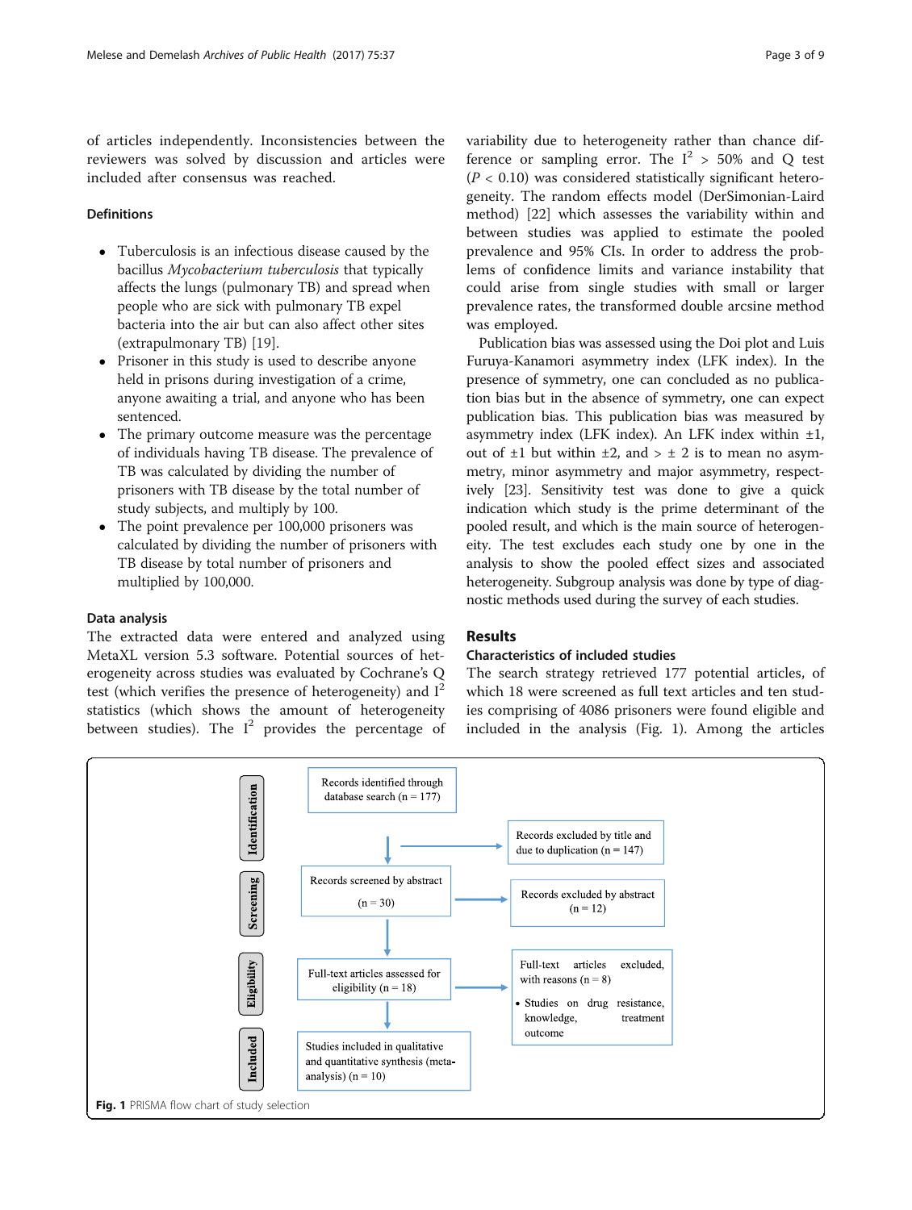of articles independently. Inconsistencies between the reviewers was solved by discussion and articles were included after consensus was reached.

### Definitions

- Tuberculosis is an infectious disease caused by the bacillus *Mycobacterium tuberculosis* that typically affects the lungs (pulmonary TB) and spread when people who are sick with pulmonary TB expel bacteria into the air but can also affect other sites (extrapulmonary TB) [19].
- Prisoner in this study is used to describe anyone held in prisons during investigation of a crime, anyone awaiting a trial, and anyone who has been sentenced.
- The primary outcome measure was the percentage of individuals having TB disease. The prevalence of TB was calculated by dividing the number of prisoners with TB disease by the total number of study subjects, and multiply by 100.
- The point prevalence per 100,000 prisoners was calculated by dividing the number of prisoners with TB disease by total number of prisoners and multiplied by 100,000.

### Data analysis

The extracted data were entered and analyzed using MetaXL version 5.3 software. Potential sources of heterogeneity across studies was evaluated by Cochrane's Q test (which verifies the presence of heterogeneity) and $I^2$ statistics (which shows the amount of heterogeneity between studies). The $I^2$ provides the percentage of variability due to heterogeneity rather than chance difference or sampling error. The $I^2 > 50\%$ and Q test ($P < 0.10$) was considered statistically significant heterogeneity. The random effects model (DerSimonian-Laird method) [22] which assesses the variability within and between studies was applied to estimate the pooled prevalence and 95% CIs. In order to address the problems of confidence limits and variance instability that could arise from single studies with small or larger prevalence rates, the transformed double arcsine method was employed.

Publication bias was assessed using the Doi plot and Luis Furuya-Kanamori asymmetry index (LFK index). In the presence of symmetry, one can concluded as no publication bias but in the absence of symmetry, one can expect publication bias. This publication bias was measured by asymmetry index (LFK index). An LFK index within ±1, out of ±1 but within ±2, and > ± 2 is to mean no asymmetry, minor asymmetry and major asymmetry, respectively [23]. Sensitivity test was done to give a quick indication which study is the prime determinant of the pooled result, and which is the main source of heterogeneity. The test excludes each study one by one in the analysis to show the pooled effect sizes and associated heterogeneity. Subgroup analysis was done by type of diagnostic methods used during the survey of each studies.

## Results

### Characteristics of included studies

The search strategy retrieved 177 potential articles, of which 18 were screened as full text articles and ten studies comprising of 4086 prisoners were found eligible and included in the analysis (Fig. 1). Among the articles

| Stage | Flow | Excluded |
|---|---|---|
| Identification | Records identified through database search (n = 177) | Records excluded by title and due to duplication (n = 147) |
| Screening | Records screened by abstract (n = 30) | Records excluded by abstract (n = 12) |
| Eligibility | Full-text articles assessed for eligibility (n = 18) | Full-text articles excluded, with reasons (n = 8) • Studies on drug resistance, knowledge, treatment outcome |
| Included | Studies included in qualitative and quantitative synthesis (meta-analysis) (n = 10) | |

**Fig. 1** PRISMA flow chart of study selection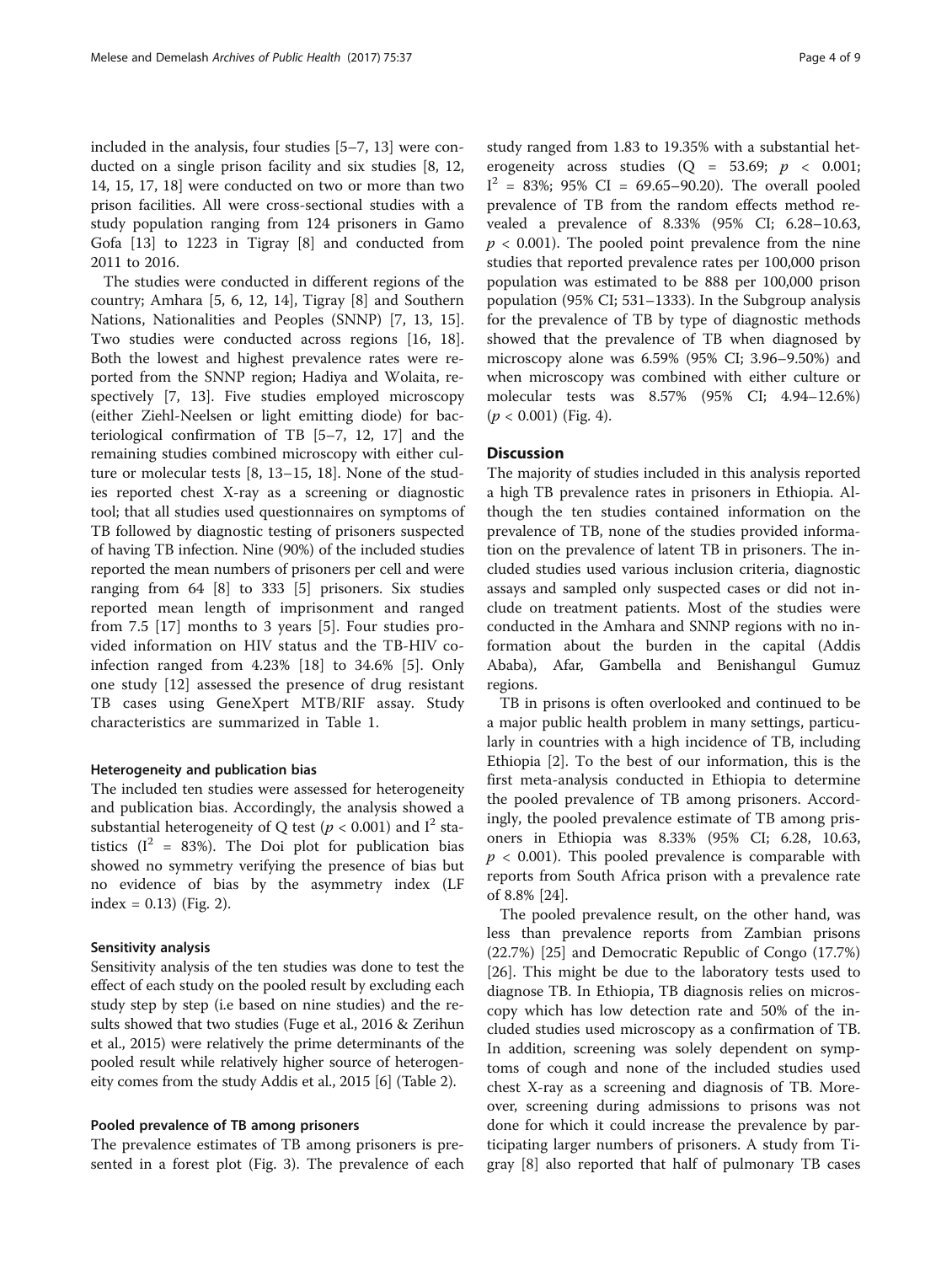included in the analysis, four studies [5–7, 13] were conducted on a single prison facility and six studies [8, 12, 14, 15, 17, 18] were conducted on two or more than two prison facilities. All were cross-sectional studies with a study population ranging from 124 prisoners in Gamo Gofa [13] to 1223 in Tigray [8] and conducted from 2011 to 2016.

The studies were conducted in different regions of the country; Amhara [5, 6, 12, 14], Tigray [8] and Southern Nations, Nationalities and Peoples (SNNP) [7, 13, 15]. Two studies were conducted across regions [16, 18]. Both the lowest and highest prevalence rates were reported from the SNNP region; Hadiya and Wolaita, respectively [7, 13]. Five studies employed microscopy (either Ziehl-Neelsen or light emitting diode) for bacteriological confirmation of TB [5–7, 12, 17] and the remaining studies combined microscopy with either culture or molecular tests [8, 13–15, 18]. None of the studies reported chest X-ray as a screening or diagnostic tool; that all studies used questionnaires on symptoms of TB followed by diagnostic testing of prisoners suspected of having TB infection. Nine (90%) of the included studies reported the mean numbers of prisoners per cell and were ranging from 64 [8] to 333 [5] prisoners. Six studies reported mean length of imprisonment and ranged from 7.5 [17] months to 3 years [5]. Four studies provided information on HIV status and the TB-HIV co-infection ranged from 4.23% [18] to 34.6% [5]. Only one study [12] assessed the presence of drug resistant TB cases using GeneXpert MTB/RIF assay. Study characteristics are summarized in Table 1.

### Heterogeneity and publication bias

The included ten studies were assessed for heterogeneity and publication bias. Accordingly, the analysis showed a substantial heterogeneity of Q test ($p < 0.001$) and $I^2$ statistics ($I^2 = 83\%$). The Doi plot for publication bias showed no symmetry verifying the presence of bias but no evidence of bias by the asymmetry index (LF index = 0.13) (Fig. 2).

### Sensitivity analysis

Sensitivity analysis of the ten studies was done to test the effect of each study on the pooled result by excluding each study step by step (i.e based on nine studies) and the results showed that two studies (Fuge et al., 2016 & Zerihun et al., 2015) were relatively the prime determinants of the pooled result while relatively higher source of heterogeneity comes from the study Addis et al., 2015 [6] (Table 2).

### Pooled prevalence of TB among prisoners

The prevalence estimates of TB among prisoners is presented in a forest plot (Fig. 3). The prevalence of each study ranged from 1.83 to 19.35% with a substantial heterogeneity across studies (Q = 53.69; $p < 0.001$; $I^2 = 83\%$; 95% CI = 69.65–90.20). The overall pooled prevalence of TB from the random effects method revealed a prevalence of 8.33% (95% CI; 6.28–10.63, $p < 0.001$). The pooled point prevalence from the nine studies that reported prevalence rates per 100,000 prison population was estimated to be 888 per 100,000 prison population (95% CI; 531–1333). In the Subgroup analysis for the prevalence of TB by type of diagnostic methods showed that the prevalence of TB when diagnosed by microscopy alone was 6.59% (95% CI; 3.96–9.50%) and when microscopy was combined with either culture or molecular tests was 8.57% (95% CI; 4.94–12.6%) ($p < 0.001$) (Fig. 4).

## Discussion

The majority of studies included in this analysis reported a high TB prevalence rates in prisoners in Ethiopia. Although the ten studies contained information on the prevalence of TB, none of the studies provided information on the prevalence of latent TB in prisoners. The included studies used various inclusion criteria, diagnostic assays and sampled only suspected cases or did not include on treatment patients. Most of the studies were conducted in the Amhara and SNNP regions with no information about the burden in the capital (Addis Ababa), Afar, Gambella and Benishangul Gumuz regions.

TB in prisons is often overlooked and continued to be a major public health problem in many settings, particularly in countries with a high incidence of TB, including Ethiopia [2]. To the best of our information, this is the first meta-analysis conducted in Ethiopia to determine the pooled prevalence of TB among prisoners. Accordingly, the pooled prevalence estimate of TB among prisoners in Ethiopia was 8.33% (95% CI; 6.28, 10.63, $p < 0.001$). This pooled prevalence is comparable with reports from South Africa prison with a prevalence rate of 8.8% [24].

The pooled prevalence result, on the other hand, was less than prevalence reports from Zambian prisons (22.7%) [25] and Democratic Republic of Congo (17.7%) [26]. This might be due to the laboratory tests used to diagnose TB. In Ethiopia, TB diagnosis relies on microscopy which has low detection rate and 50% of the included studies used microscopy as a confirmation of TB. In addition, screening was solely dependent on symptoms of cough and none of the included studies used chest X-ray as a screening and diagnosis of TB. Moreover, screening during admissions to prisons was not done for which it could increase the prevalence by participating larger numbers of prisoners. A study from Tigray [8] also reported that half of pulmonary TB cases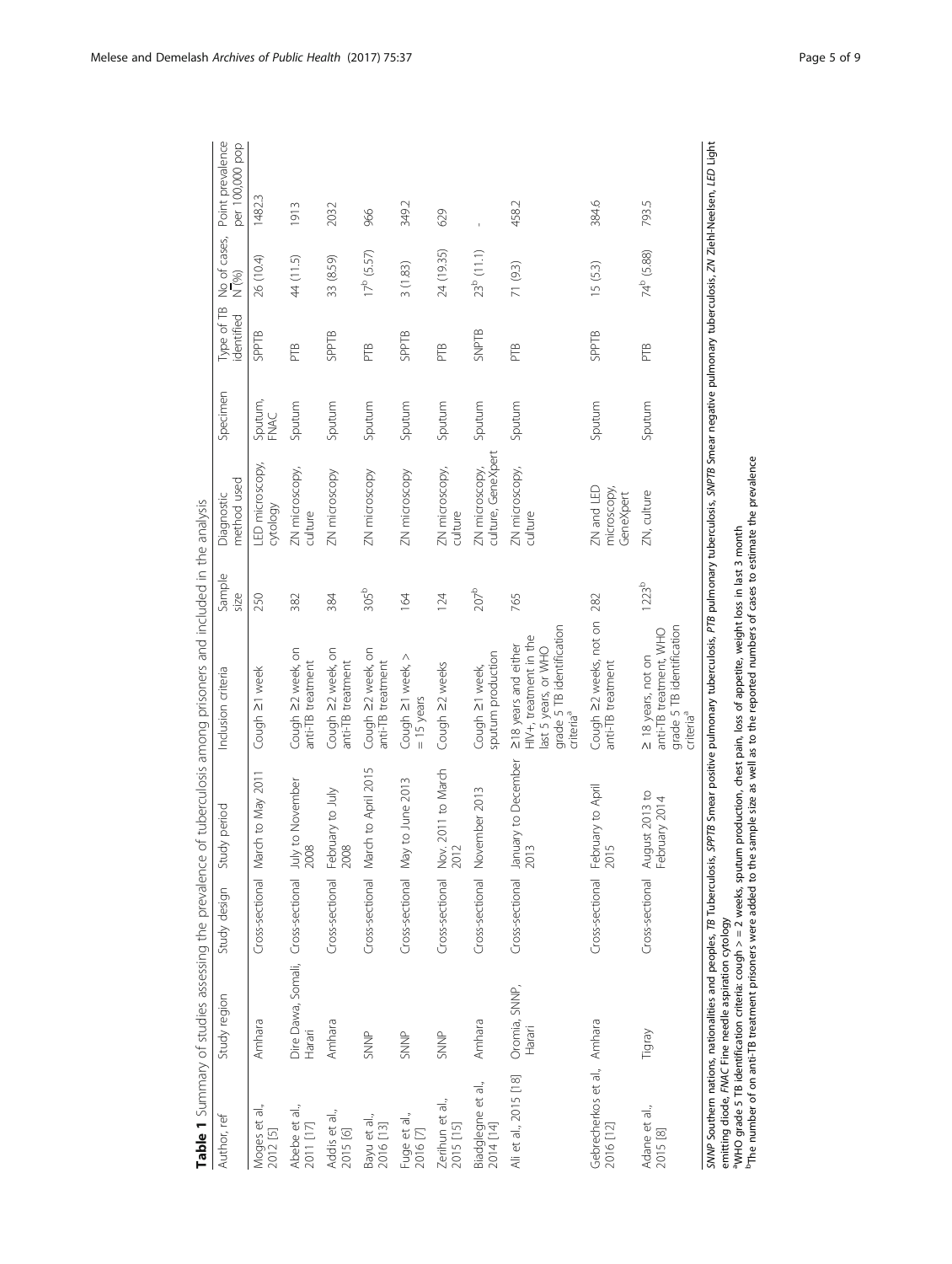**Table 1** Summary of studies assessing the prevalence of tuberculosis among prisoners and included in the analysis

| Author, ref | Study region | Study design | Study period | Inclusion criteria | Sample size | Diagnostic method used | Specimen | Type of TB identified | No of cases, N (%) | Point prevalence per 100,000 pop |
|---|---|---|---|---|---|---|---|---|---|---|
| Moges et al., 2012 [5] | Amhara | Cross-sectional | March to May 2011 | Cough ≥1 week | 250 | LED microscopy, cytology | Sputum, FNAC | SPPTB | 26 (10.4) | 1482.3 |
| Abebe et al., 2011 [17] | Dire Dawa, Somali, Harari | Cross-sectional | July to November 2008 | Cough ≥2 week, on anti-TB treatment | 382 | ZN microscopy, culture | Sputum | PTB | 44 (11.5) | 1913 |
| Addis et al., 2015 [6] | Amhara | Cross-sectional | February to July 2008 | Cough ≥2 week, on anti-TB treatment | 384 | ZN microscopy | Sputum | SPPTB | 33 (8.59) | 2032 |
| Bayu et al., 2016 [13] | SNNP | Cross-sectional | March to April 2015 | Cough ≥2 week, on anti-TB treatment | 305[b] | ZN microscopy | Sputum | PTB | 17[b] (5.57) | 966 |
| Fuge et al., 2016 [7] | SNNP | Cross-sectional | May to June 2013 | Cough ≥1 week, > = 15 years | 164 | ZN microscopy | Sputum | SPPTB | 3 (1.83) | 349.2 |
| Zerihun et al., 2015 [15] | SNNP | Cross-sectional | Nov. 2011 to March 2012 | Cough ≥2 weeks | 124 | ZN microscopy, culture | Sputum | PTB | 24 (19.35) | 629 |
| Biadglegne et al., 2014 [14] | Amhara | Cross-sectional | November 2013 | Cough ≥1 week, sputum production | 207[b] | ZN microscopy, culture, GeneXpert | Sputum | SNPTB | 23[b] (11.1) | - |
| Ali et al., 2015 [18] | Oromia, SNNP, Harari | Cross-sectional | January to December 2013 | ≥18 years and either HIV+, treatment in the last 5 years, or WHO grade 5 TB identification criteria[a] | 765 | ZN microscopy, culture | Sputum | PTB | 71 (9.3) | 458.2 |
| Gebrecherkos et al., 2016 [12] | Amhara | Cross-sectional | February to April 2015 | Cough ≥2 weeks, not on anti-TB treatment | 282 | ZN and LED microscopy, GeneXpert | Sputum | SPPTB | 15 (5.3) | 384.6 |
| Adane et al., 2015 [8] | Tigray | Cross-sectional | August 2013 to February 2014 | ≥ 18 years, not on anti-TB treatment, WHO grade 5 TB identification criteria[a] | 1223[b] | ZN, culture | Sputum | PTB | 74[b] (5.88) | 793.5 |

*SNNP* Southern nations, nationalities and peoples, *TB* Tuberculosis, *SPPTB* Smear positive pulmonary tuberculosis, *PTB* pulmonary tuberculosis, *SNPTB* Smear negative pulmonary tuberculosis, *ZN* Ziehl-Neelsen, *LED* Light emitting diode, *FNAC* Fine needle aspiration cytology

[a]WHO grade 5 TB identification criteria: cough > = 2 weeks, sputum production, chest pain, loss of appetite, weight loss in last 3 month

[b]The number of on anti-TB treatment prisoners were added to the sample size as well as to the reported numbers of cases to estimate the prevalence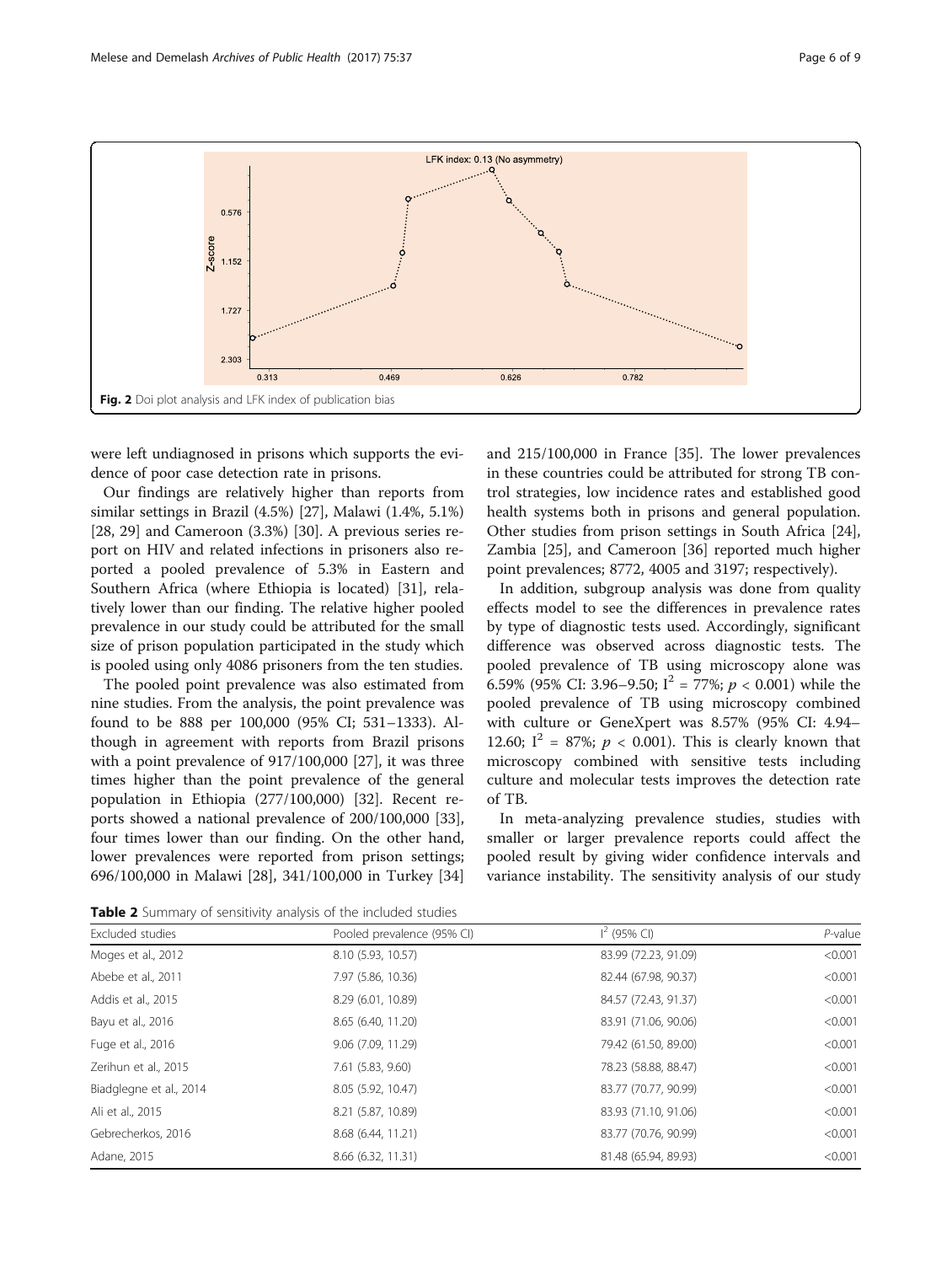Fig. 2 Doi plot analysis and LFK index of publication bias

were left undiagnosed in prisons which supports the evidence of poor case detection rate in prisons.

Our findings are relatively higher than reports from similar settings in Brazil (4.5%) [27], Malawi (1.4%, 5.1%) [28, 29] and Cameroon (3.3%) [30]. A previous series report on HIV and related infections in prisoners also reported a pooled prevalence of 5.3% in Eastern and Southern Africa (where Ethiopia is located) [31], relatively lower than our finding. The relative higher pooled prevalence in our study could be attributed for the small size of prison population participated in the study which is pooled using only 4086 prisoners from the ten studies.

The pooled point prevalence was also estimated from nine studies. From the analysis, the point prevalence was found to be 888 per 100,000 (95% CI; 531–1333). Although in agreement with reports from Brazil prisons with a point prevalence of 917/100,000 [27], it was three times higher than the point prevalence of the general population in Ethiopia (277/100,000) [32]. Recent reports showed a national prevalence of 200/100,000 [33], four times lower than our finding. On the other hand, lower prevalences were reported from prison settings; 696/100,000 in Malawi [28], 341/100,000 in Turkey [34] and 215/100,000 in France [35]. The lower prevalences in these countries could be attributed for strong TB control strategies, low incidence rates and established good health systems both in prisons and general population. Other studies from prison settings in South Africa [24], Zambia [25], and Cameroon [36] reported much higher point prevalences; 8772, 4005 and 3197; respectively).

In addition, subgroup analysis was done from quality effects model to see the differences in prevalence rates by type of diagnostic tests used. Accordingly, significant difference was observed across diagnostic tests. The pooled prevalence of TB using microscopy alone was 6.59% (95% CI: 3.96–9.50; $I^2 = 77\%$; $p < 0.001$) while the pooled prevalence of TB using microscopy combined with culture or GeneXpert was 8.57% (95% CI: 4.94–12.60; $I^2 = 87\%$; $p < 0.001$). This is clearly known that microscopy combined with sensitive tests including culture and molecular tests improves the detection rate of TB.

In meta-analyzing prevalence studies, studies with smaller or larger prevalence reports could affect the pooled result by giving wider confidence intervals and variance instability. The sensitivity analysis of our study

**Table 2** Summary of sensitivity analysis of the included studies

| Excluded studies | Pooled prevalence (95% CI) | $I^2$ (95% CI) | $P$-value |
|---|---|---|---|
| Moges et al., 2012 | 8.10 (5.93, 10.57) | 83.99 (72.23, 91.09) | <0.001 |
| Abebe et al., 2011 | 7.97 (5.86, 10.36) | 82.44 (67.98, 90.37) | <0.001 |
| Addis et al., 2015 | 8.29 (6.01, 10.89) | 84.57 (72.43, 91.37) | <0.001 |
| Bayu et al., 2016 | 8.65 (6.40, 11.20) | 83.91 (71.06, 90.06) | <0.001 |
| Fuge et al., 2016 | 9.06 (7.09, 11.29) | 79.42 (61.50, 89.00) | <0.001 |
| Zerihun et al., 2015 | 7.61 (5.83, 9.60) | 78.23 (58.88, 88.47) | <0.001 |
| Biadglegne et al., 2014 | 8.05 (5.92, 10.47) | 83.77 (70.77, 90.99) | <0.001 |
| Ali et al., 2015 | 8.21 (5.87, 10.89) | 83.93 (71.10, 91.06) | <0.001 |
| Gebrecherkos, 2016 | 8.68 (6.44, 11.21) | 83.77 (70.76, 90.99) | <0.001 |
| Adane, 2015 | 8.66 (6.32, 11.31) | 81.48 (65.94, 89.93) | <0.001 |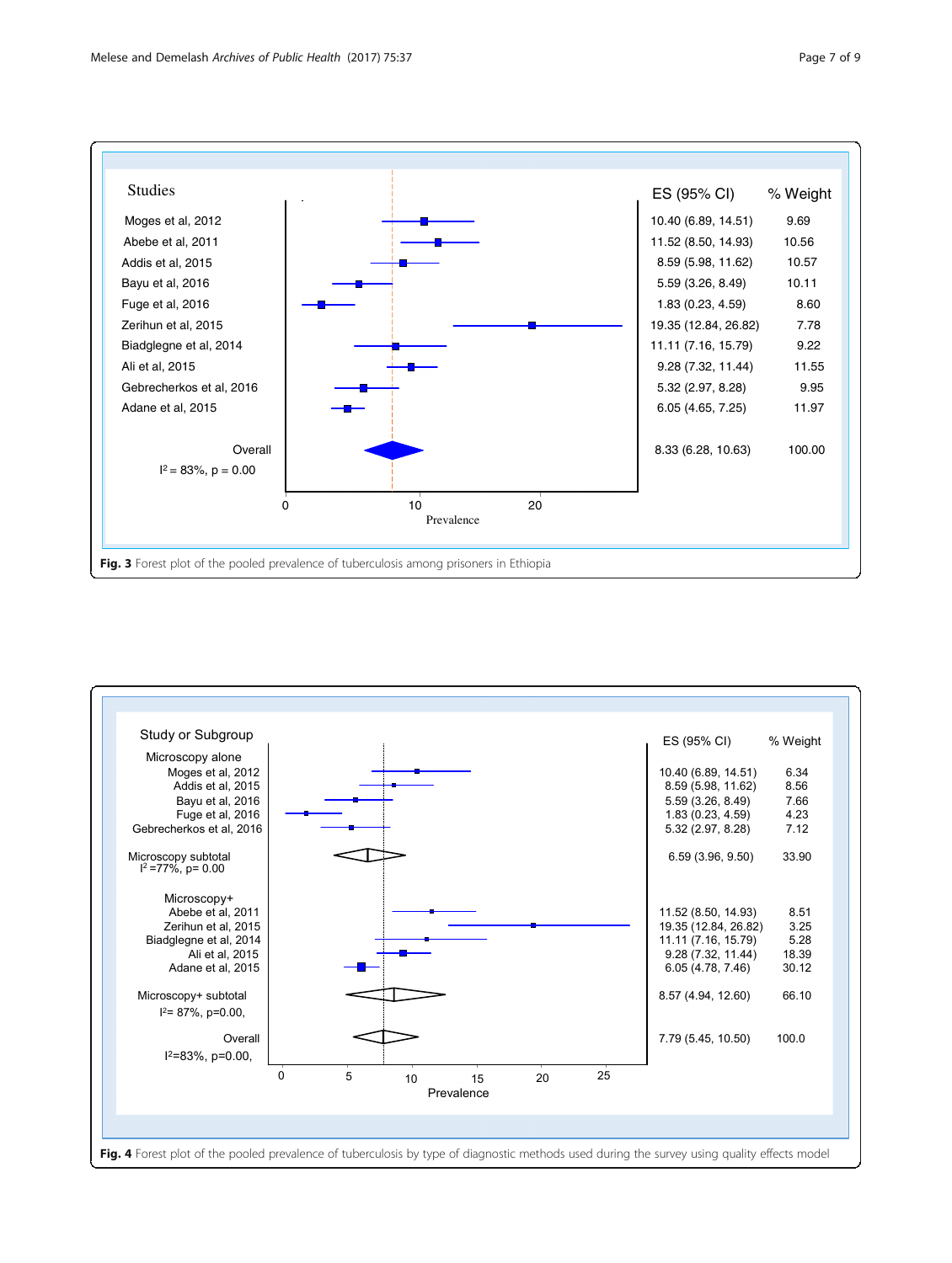| Studies | ES (95% CI) | % Weight |
|---|---|---|
| Moges et al, 2012 | 10.40 (6.89, 14.51) | 9.69 |
| Abebe et al, 2011 | 11.52 (8.50, 14.93) | 10.56 |
| Addis et al, 2015 | 8.59 (5.98, 11.62) | 10.57 |
| Bayu et al, 2016 | 5.59 (3.26, 8.49) | 10.11 |
| Fuge et al, 2016 | 1.83 (0.23, 4.59) | 8.60 |
| Zerihun et al, 2015 | 19.35 (12.84, 26.82) | 7.78 |
| Biadglegne et al, 2014 | 11.11 (7.16, 15.79) | 9.22 |
| Ali et al, 2015 | 9.28 (7.32, 11.44) | 11.55 |
| Gebrecherkos et al, 2016 | 5.32 (2.97, 8.28) | 9.95 |
| Adane et al, 2015 | 6.05 (4.65, 7.25) | 11.97 |
| Overall ($I^2 = 83\%$, p = 0.00) | 8.33 (6.28, 10.63) | 100.00 |

**Fig. 3** Forest plot of the pooled prevalence of tuberculosis among prisoners in Ethiopia

| Study or Subgroup | ES (95% CI) | % Weight |
|---|---|---|
| **Microscopy alone** | | |
| Moges et al, 2012 | 10.40 (6.89, 14.51) | 6.34 |
| Addis et al, 2015 | 8.59 (5.98, 11.62) | 8.56 |
| Bayu et al, 2016 | 5.59 (3.26, 8.49) | 7.66 |
| Fuge et al, 2016 | 1.83 (0.23, 4.59) | 4.23 |
| Gebrecherkos et al, 2016 | 5.32 (2.97, 8.28) | 7.12 |
| Microscopy subtotal ($I^2$ =77%, p= 0.00) | 6.59 (3.96, 9.50) | 33.90 |
| **Microscopy+** | | |
| Abebe et al, 2011 | 11.52 (8.50, 14.93) | 8.51 |
| Zerihun et al, 2015 | 19.35 (12.84, 26.82) | 3.25 |
| Biadglegne et al, 2014 | 11.11 (7.16, 15.79) | 5.28 |
| Ali et al, 2015 | 9.28 (7.32, 11.44) | 18.39 |
| Adane et al, 2015 | 6.05 (4.78, 7.46) | 30.12 |
| Microscopy+ subtotal ($I^2$= 87%, p=0.00) | 8.57 (4.94, 12.60) | 66.10 |
| Overall ($I^2$=83%, p=0.00) | 7.79 (5.45, 10.50) | 100.0 |

**Fig. 4** Forest plot of the pooled prevalence of tuberculosis by type of diagnostic methods used during the survey using quality effects model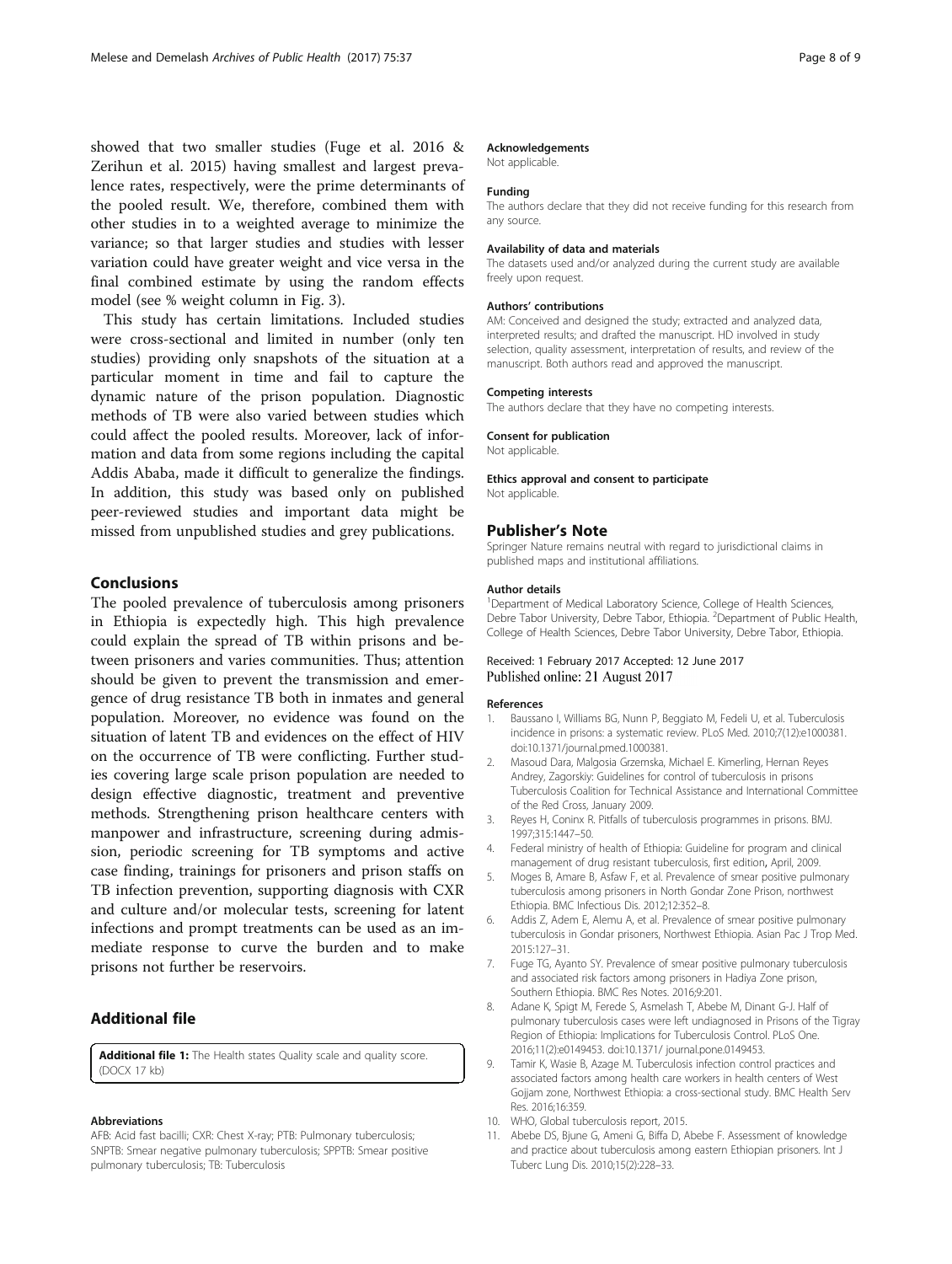showed that two smaller studies (Fuge et al. 2016 & Zerihun et al. 2015) having smallest and largest prevalence rates, respectively, were the prime determinants of the pooled result. We, therefore, combined them with other studies in to a weighted average to minimize the variance; so that larger studies and studies with lesser variation could have greater weight and vice versa in the final combined estimate by using the random effects model (see % weight column in Fig. 3).

This study has certain limitations. Included studies were cross-sectional and limited in number (only ten studies) providing only snapshots of the situation at a particular moment in time and fail to capture the dynamic nature of the prison population. Diagnostic methods of TB were also varied between studies which could affect the pooled results. Moreover, lack of information and data from some regions including the capital Addis Ababa, made it difficult to generalize the findings. In addition, this study was based only on published peer-reviewed studies and important data might be missed from unpublished studies and grey publications.

## Conclusions

The pooled prevalence of tuberculosis among prisoners in Ethiopia is expectedly high. This high prevalence could explain the spread of TB within prisons and between prisoners and varies communities. Thus; attention should be given to prevent the transmission and emergence of drug resistance TB both in inmates and general population. Moreover, no evidence was found on the situation of latent TB and evidences on the effect of HIV on the occurrence of TB were conflicting. Further studies covering large scale prison population are needed to design effective diagnostic, treatment and preventive methods. Strengthening prison healthcare centers with manpower and infrastructure, screening during admission, periodic screening for TB symptoms and active case finding, trainings for prisoners and prison staffs on TB infection prevention, supporting diagnosis with CXR and culture and/or molecular tests, screening for latent infections and prompt treatments can be used as an immediate response to curve the burden and to make prisons not further be reservoirs.

## Additional file

**Additional file 1:** The Health states Quality scale and quality score. (DOCX 17 kb)

#### Abbreviations

AFB: Acid fast bacilli; CXR: Chest X-ray; PTB: Pulmonary tuberculosis; SNPTB: Smear negative pulmonary tuberculosis; SPPTB: Smear positive pulmonary tuberculosis; TB: Tuberculosis

#### Acknowledgements

Not applicable.

#### Funding

The authors declare that they did not receive funding for this research from any source.

#### Availability of data and materials

The datasets used and/or analyzed during the current study are available freely upon request.

#### Authors' contributions

AM: Conceived and designed the study; extracted and analyzed data, interpreted results; and drafted the manuscript. HD involved in study selection, quality assessment, interpretation of results, and review of the manuscript. Both authors read and approved the manuscript.

#### Competing interests

The authors declare that they have no competing interests.

#### Consent for publication

Not applicable.

#### Ethics approval and consent to participate

Not applicable.

## Publisher's Note

Springer Nature remains neutral with regard to jurisdictional claims in published maps and institutional affiliations.

#### Author details

[1]Department of Medical Laboratory Science, College of Health Sciences, Debre Tabor University, Debre Tabor, Ethiopia. [2]Department of Public Health, College of Health Sciences, Debre Tabor University, Debre Tabor, Ethiopia.

Received: 1 February 2017 Accepted: 12 June 2017
Published online: 21 August 2017

#### References

1. Baussano I, Williams BG, Nunn P, Beggiato M, Fedeli U, et al. Tuberculosis incidence in prisons: a systematic review. PLoS Med. 2010;7(12):e1000381. doi:10.1371/journal.pmed.1000381.
2. Masoud Dara, Malgosia Grzemska, Michael E. Kimerling, Hernan Reyes Andrey, Zagorskiy: Guidelines for control of tuberculosis in prisons Tuberculosis Coalition for Technical Assistance and International Committee of the Red Cross, January 2009.
3. Reyes H, Coninx R. Pitfalls of tuberculosis programmes in prisons. BMJ. 1997;315:1447–50.
4. Federal ministry of health of Ethiopia: Guideline for program and clinical management of drug resistant tuberculosis, first edition, April, 2009.
5. Moges B, Amare B, Asfaw F, et al. Prevalence of smear positive pulmonary tuberculosis among prisoners in North Gondar Zone Prison, northwest Ethiopia. BMC Infectious Dis. 2012;12:352–8.
6. Addis Z, Adem E, Alemu A, et al. Prevalence of smear positive pulmonary tuberculosis in Gondar prisoners, Northwest Ethiopia. Asian Pac J Trop Med. 2015:127–31.
7. Fuge TG, Ayanto SY. Prevalence of smear positive pulmonary tuberculosis and associated risk factors among prisoners in Hadiya Zone prison, Southern Ethiopia. BMC Res Notes. 2016;9:201.
8. Adane K, Spigt M, Ferede S, Asmelash T, Abebe M, Dinant G-J. Half of pulmonary tuberculosis cases were left undiagnosed in Prisons of the Tigray Region of Ethiopia: Implications for Tuberculosis Control. PLoS One. 2016;11(2):e0149453. doi:10.1371/ journal.pone.0149453.
9. Tamir K, Wasie B, Azage M. Tuberculosis infection control practices and associated factors among health care workers in health centers of West Gojjam zone, Northwest Ethiopia: a cross-sectional study. BMC Health Serv Res. 2016;16:359.
10. WHO, Global tuberculosis report, 2015.
11. Abebe DS, Bjune G, Ameni G, Biffa D, Abebe F. Assessment of knowledge and practice about tuberculosis among eastern Ethiopian prisoners. Int J Tuberc Lung Dis. 2010;15(2):228–33.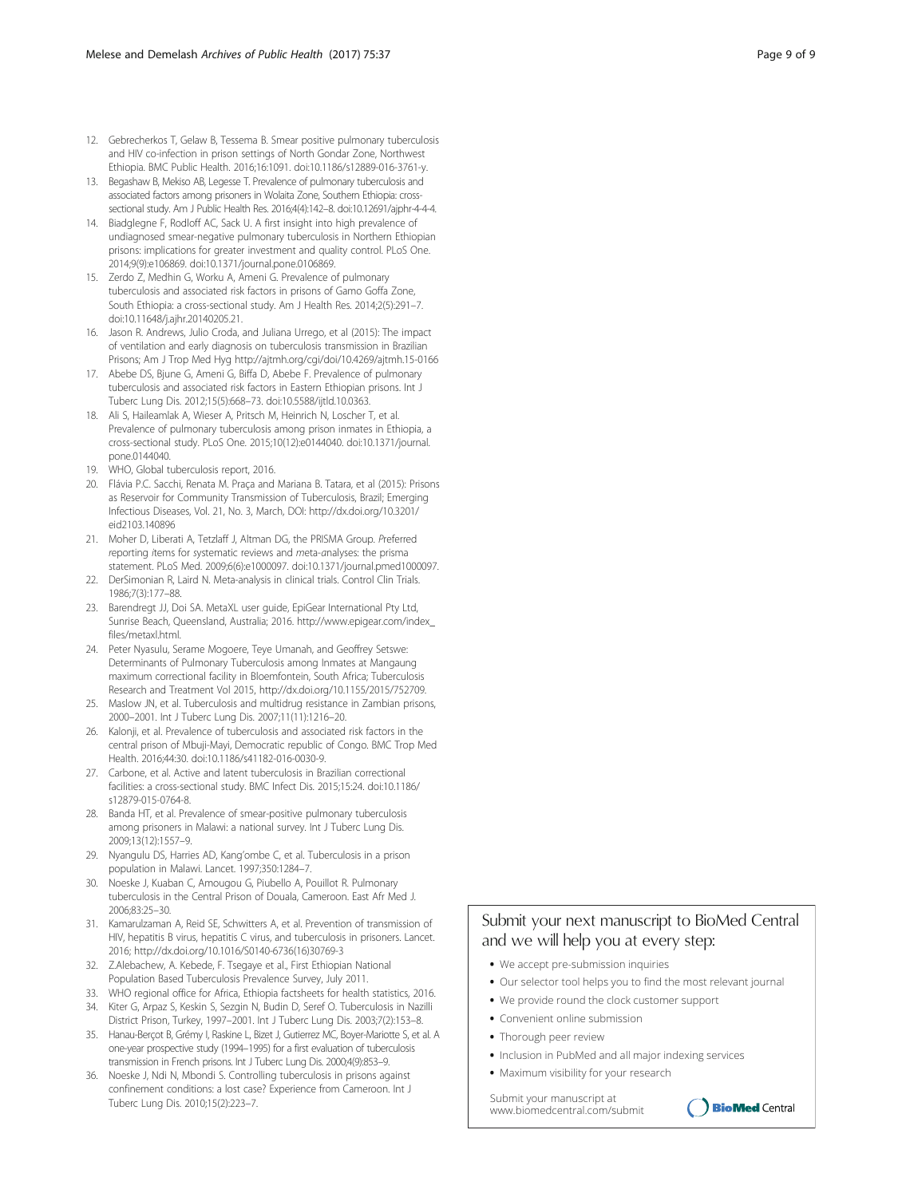12. Gebrecherkos T, Gelaw B, Tessema B. Smear positive pulmonary tuberculosis and HIV co-infection in prison settings of North Gondar Zone, Northwest Ethiopia. BMC Public Health. 2016;16:1091. doi:10.1186/s12889-016-3761-y.
13. Begashaw B, Mekiso AB, Legesse T. Prevalence of pulmonary tuberculosis and associated factors among prisoners in Wolaita Zone, Southern Ethiopia: cross-sectional study. Am J Public Health Res. 2016;4(4):142–8. doi:10.12691/ajphr-4-4-4.
14. Biadglegne F, Rodloff AC, Sack U. A first insight into high prevalence of undiagnosed smear-negative pulmonary tuberculosis in Northern Ethiopian prisons: implications for greater investment and quality control. PLoS One. 2014;9(9):e106869. doi:10.1371/journal.pone.0106869.
15. Zerdo Z, Medhin G, Worku A, Ameni G. Prevalence of pulmonary tuberculosis and associated risk factors in prisons of Gamo Goffa Zone, South Ethiopia: a cross-sectional study. Am J Health Res. 2014;2(5):291–7. doi:10.11648/j.ajhr.20140205.21.
16. Jason R. Andrews, Julio Croda, and Juliana Urrego, et al (2015): The impact of ventilation and early diagnosis on tuberculosis transmission in Brazilian Prisons; Am J Trop Med Hyg http://ajtmh.org/cgi/doi/10.4269/ajtmh.15-0166
17. Abebe DS, Bjune G, Ameni G, Biffa D, Abebe F. Prevalence of pulmonary tuberculosis and associated risk factors in Eastern Ethiopian prisons. Int J Tuberc Lung Dis. 2012;15(5):668–73. doi:10.5588/ijtld.10.0363.
18. Ali S, Haileamlak A, Wieser A, Pritsch M, Heinrich N, Loscher T, et al. Prevalence of pulmonary tuberculosis among prison inmates in Ethiopia, a cross-sectional study. PLoS One. 2015;10(12):e0144040. doi:10.1371/journal.pone.0144040.
19. WHO, Global tuberculosis report, 2016.
20. Flávia P.C. Sacchi, Renata M. Praça and Mariana B. Tatara, et al (2015): Prisons as Reservoir for Community Transmission of Tuberculosis, Brazil; Emerging Infectious Diseases, Vol. 21, No. 3, March, DOI: http://dx.doi.org/10.3201/eid2103.140896
21. Moher D, Liberati A, Tetzlaff J, Altman DG, the PRISMA Group. *P*referred *r*eporting *i*tems for *s*ystematic reviews and *m*eta-*a*nalyses: the prisma statement. PLoS Med. 2009;6(6):e1000097. doi:10.1371/journal.pmed1000097.
22. DerSimonian R, Laird N. Meta-analysis in clinical trials. Control Clin Trials. 1986;7(3):177–88.
23. Barendregt JJ, Doi SA. MetaXL user guide, EpiGear International Pty Ltd, Sunrise Beach, Queensland, Australia; 2016. http://www.epigear.com/index_files/metaxl.html.
24. Peter Nyasulu, Serame Mogoere, Teye Umanah, and Geoffrey Setswe: Determinants of Pulmonary Tuberculosis among Inmates at Mangaung maximum correctional facility in Bloemfontein, South Africa; Tuberculosis Research and Treatment Vol 2015, http://dx.doi.org/10.1155/2015/752709.
25. Maslow JN, et al. Tuberculosis and multidrug resistance in Zambian prisons, 2000–2001. Int J Tuberc Lung Dis. 2007;11(11):1216–20.
26. Kalonji, et al. Prevalence of tuberculosis and associated risk factors in the central prison of Mbuji-Mayi, Democratic republic of Congo. BMC Trop Med Health. 2016;44:30. doi:10.1186/s41182-016-0030-9.
27. Carbone, et al. Active and latent tuberculosis in Brazilian correctional facilities: a cross-sectional study. BMC Infect Dis. 2015;15:24. doi:10.1186/s12879-015-0764-8.
28. Banda HT, et al. Prevalence of smear-positive pulmonary tuberculosis among prisoners in Malawi: a national survey. Int J Tuberc Lung Dis. 2009;13(12):1557–9.
29. Nyangulu DS, Harries AD, Kang'ombe C, et al. Tuberculosis in a prison population in Malawi. Lancet. 1997;350:1284–7.
30. Noeske J, Kuaban C, Amougou G, Piubello A, Pouillot R. Pulmonary tuberculosis in the Central Prison of Douala, Cameroon. East Afr Med J. 2006;83:25–30.
31. Kamarulzaman A, Reid SE, Schwitters A, et al. Prevention of transmission of HIV, hepatitis B virus, hepatitis C virus, and tuberculosis in prisoners. Lancet. 2016; http://dx.doi.org/10.1016/S0140-6736(16)30769-3
32. Z.Alebachew, A. Kebede, F. Tsegaye et al., First Ethiopian National Population Based Tuberculosis Prevalence Survey, July 2011.
33. WHO regional office for Africa, Ethiopia factsheets for health statistics, 2016.
34. Kiter G, Arpaz S, Keskin S, Sezgin N, Budin D, Seref O. Tuberculosis in Nazilli District Prison, Turkey, 1997–2001. Int J Tuberc Lung Dis. 2003;7(2):153–8.
35. Hanau-Berçot B, Grémy I, Raskine L, Bizet J, Gutierrez MC, Boyer-Mariotte S, et al. A one-year prospective study (1994–1995) for a first evaluation of tuberculosis transmission in French prisons. Int J Tuberc Lung Dis. 2000;4(9):853–9.
36. Noeske J, Ndi N, Mbondi S. Controlling tuberculosis in prisons against confinement conditions: a lost case? Experience from Cameroon. Int J Tuberc Lung Dis. 2010;15(2):223–7.

Submit your next manuscript to BioMed Central and we will help you at every step:

- We accept pre-submission inquiries
- Our selector tool helps you to find the most relevant journal
- We provide round the clock customer support
- Convenient online submission
- Thorough peer review
- Inclusion in PubMed and all major indexing services
- Maximum visibility for your research

Submit your manuscript at www.biomedcentral.com/submit

BioMed Central